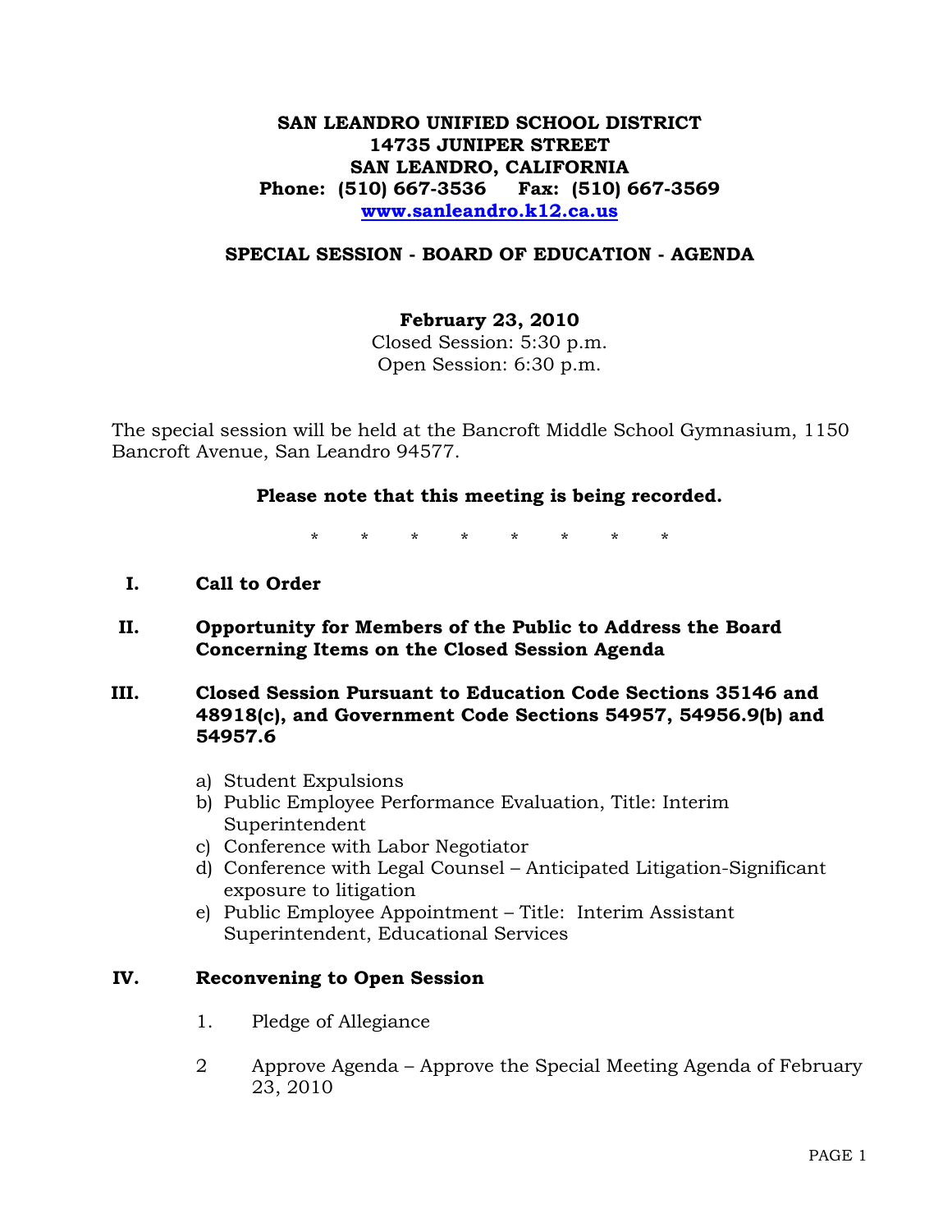# SAN LEANDRO UNIFIED SCHOOL DISTRICT
**14735 JUNIPER STREET**
**SAN LEANDRO, CALIFORNIA**
**Phone: (510) 667-3536 Fax: (510) 667-3569**
**www.sanleandro.k12.ca.us**

## SPECIAL SESSION - BOARD OF EDUCATION - AGENDA

**February 23, 2010**
Closed Session: 5:30 p.m.
Open Session: 6:30 p.m.

The special session will be held at the Bancroft Middle School Gymnasium, 1150 Bancroft Avenue, San Leandro 94577.

**Please note that this meeting is being recorded.**

\* \* \* \* \* \* \* \*

**I. Call to Order**

**II. Opportunity for Members of the Public to Address the Board Concerning Items on the Closed Session Agenda**

**III. Closed Session Pursuant to Education Code Sections 35146 and 48918(c), and Government Code Sections 54957, 54956.9(b) and 54957.6**

a) Student Expulsions
b) Public Employee Performance Evaluation, Title: Interim Superintendent
c) Conference with Labor Negotiator
d) Conference with Legal Counsel – Anticipated Litigation-Significant exposure to litigation
e) Public Employee Appointment – Title: Interim Assistant Superintendent, Educational Services

**IV. Reconvening to Open Session**

1. Pledge of Allegiance

2 Approve Agenda – Approve the Special Meeting Agenda of February 23, 2010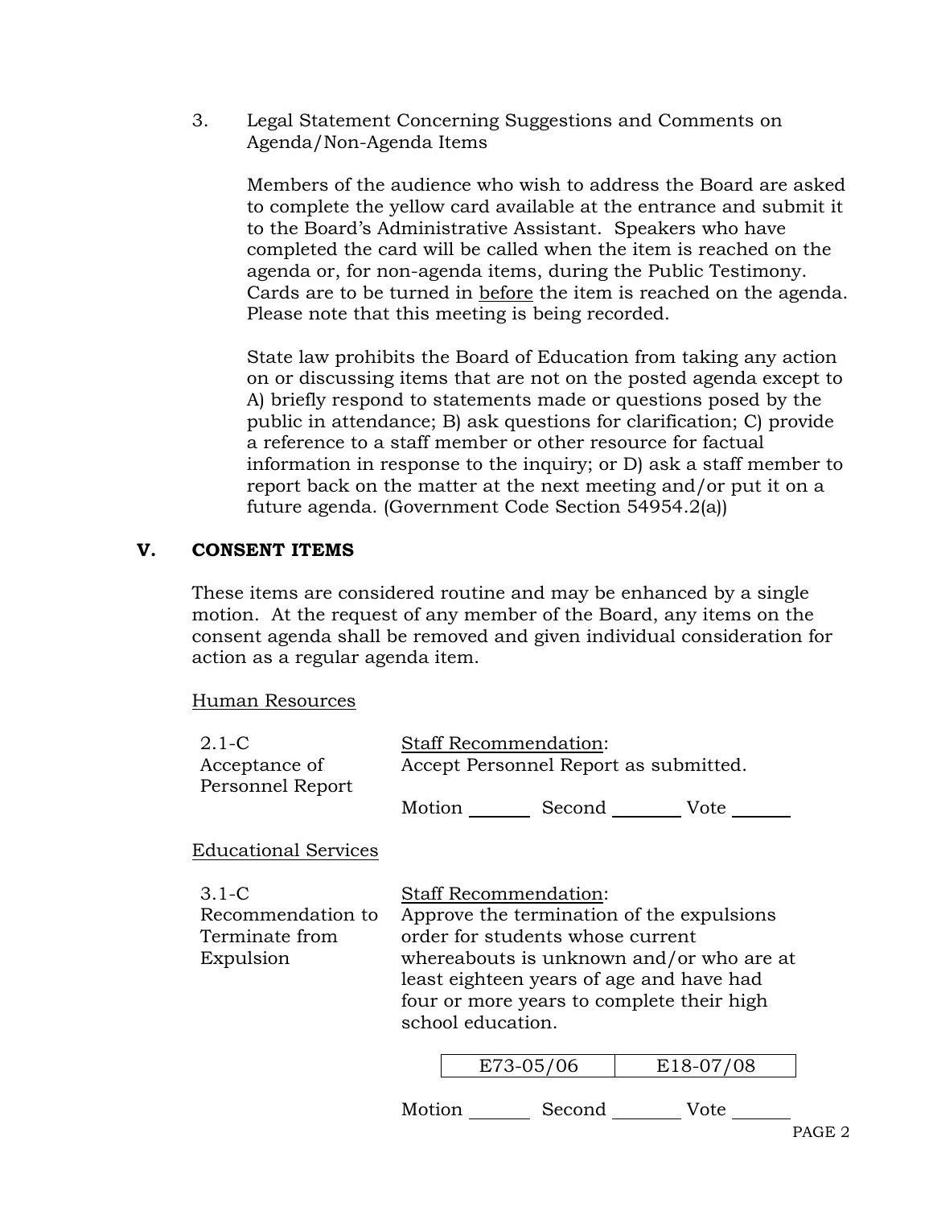3. Legal Statement Concerning Suggestions and Comments on Agenda/Non-Agenda Items

Members of the audience who wish to address the Board are asked to complete the yellow card available at the entrance and submit it to the Board's Administrative Assistant. Speakers who have completed the card will be called when the item is reached on the agenda or, for non-agenda items, during the Public Testimony. Cards are to be turned in <u>before</u> the item is reached on the agenda. Please note that this meeting is being recorded.

State law prohibits the Board of Education from taking any action on or discussing items that are not on the posted agenda except to A) briefly respond to statements made or questions posed by the public in attendance; B) ask questions for clarification; C) provide a reference to a staff member or other resource for factual information in response to the inquiry; or D) ask a staff member to report back on the matter at the next meeting and/or put it on a future agenda. (Government Code Section 54954.2(a))

## V. CONSENT ITEMS

These items are considered routine and may be enhanced by a single motion. At the request of any member of the Board, any items on the consent agenda shall be removed and given individual consideration for action as a regular agenda item.

<u>Human Resources</u>

2.1-C
Acceptance of Personnel Report

<u>Staff Recommendation</u>:
Accept Personnel Report as submitted.

Motion _______ Second _______ Vote _______

<u>Educational Services</u>

3.1-C
Recommendation to Terminate from Expulsion

<u>Staff Recommendation</u>:
Approve the termination of the expulsions order for students whose current whereabouts is unknown and/or who are at least eighteen years of age and have had four or more years to complete their high school education.

| E73-05/06 | E18-07/08 |
|---|---|

Motion _______ Second _______ Vote _______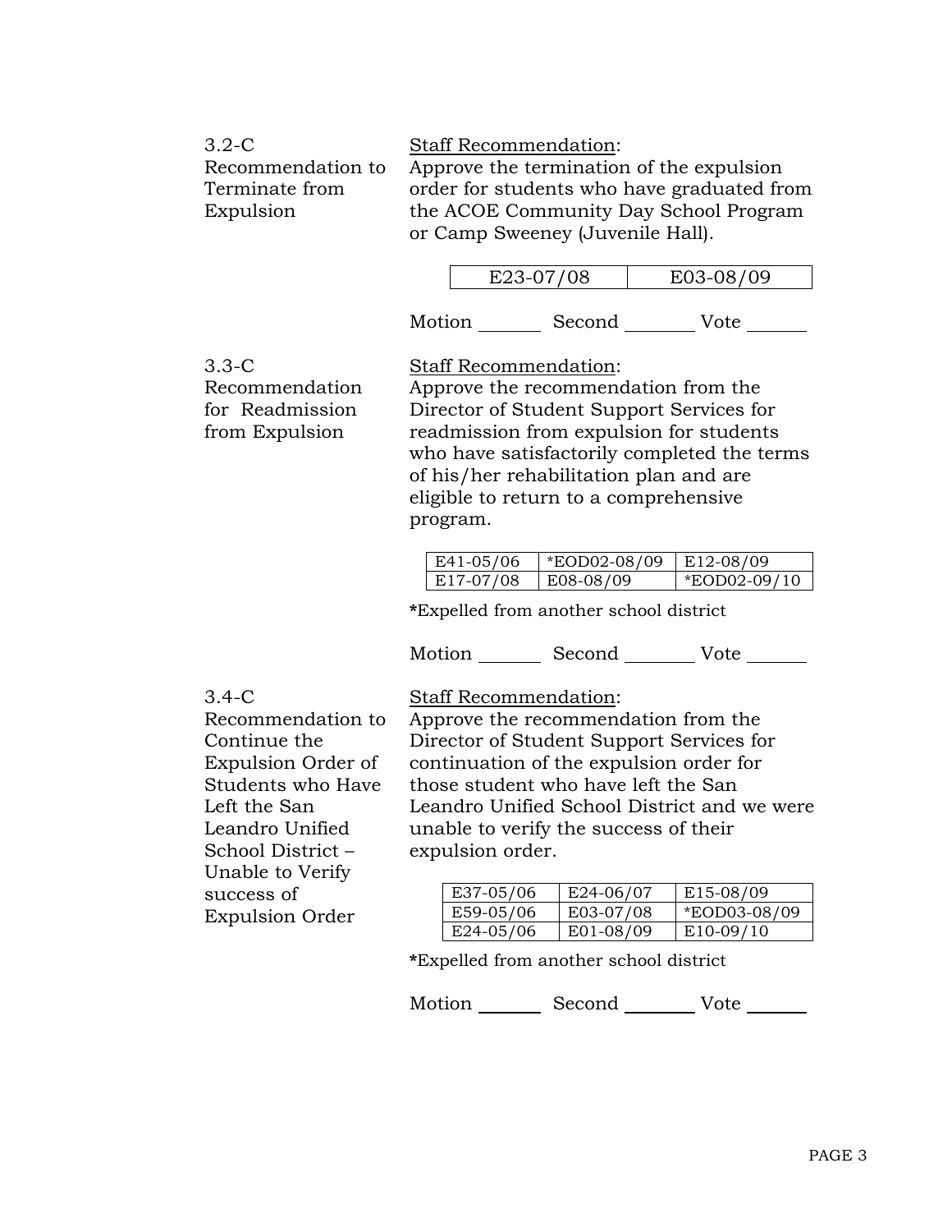3.2-C
Recommendation to Terminate from Expulsion

Staff Recommendation:
Approve the termination of the expulsion order for students who have graduated from the ACOE Community Day School Program or Camp Sweeney (Juvenile Hall).

| E23-07/08 | E03-08/09 |
|---|---|

Motion _______ Second _______ Vote _______

3.3-C
Recommendation for Readmission from Expulsion

Staff Recommendation:
Approve the recommendation from the Director of Student Support Services for readmission from expulsion for students who have satisfactorily completed the terms of his/her rehabilitation plan and are eligible to return to a comprehensive program.

| E41-05/06 | *EOD02-08/09 | E12-08/09 |
|---|---|---|
| E17-07/08 | E08-08/09 | *EOD02-09/10 |

**\***Expelled from another school district

Motion _______ Second _______ Vote _______

3.4-C
Recommendation to Continue the Expulsion Order of Students who Have Left the San Leandro Unified School District – Unable to Verify success of Expulsion Order

Staff Recommendation:
Approve the recommendation from the Director of Student Support Services for continuation of the expulsion order for those student who have left the San Leandro Unified School District and we were unable to verify the success of their expulsion order.

| E37-05/06 | E24-06/07 | E15-08/09 |
|---|---|---|
| E59-05/06 | E03-07/08 | *EOD03-08/09 |
| E24-05/06 | E01-08/09 | E10-09/10 |

**\***Expelled from another school district

Motion _______ Second _______ Vote _______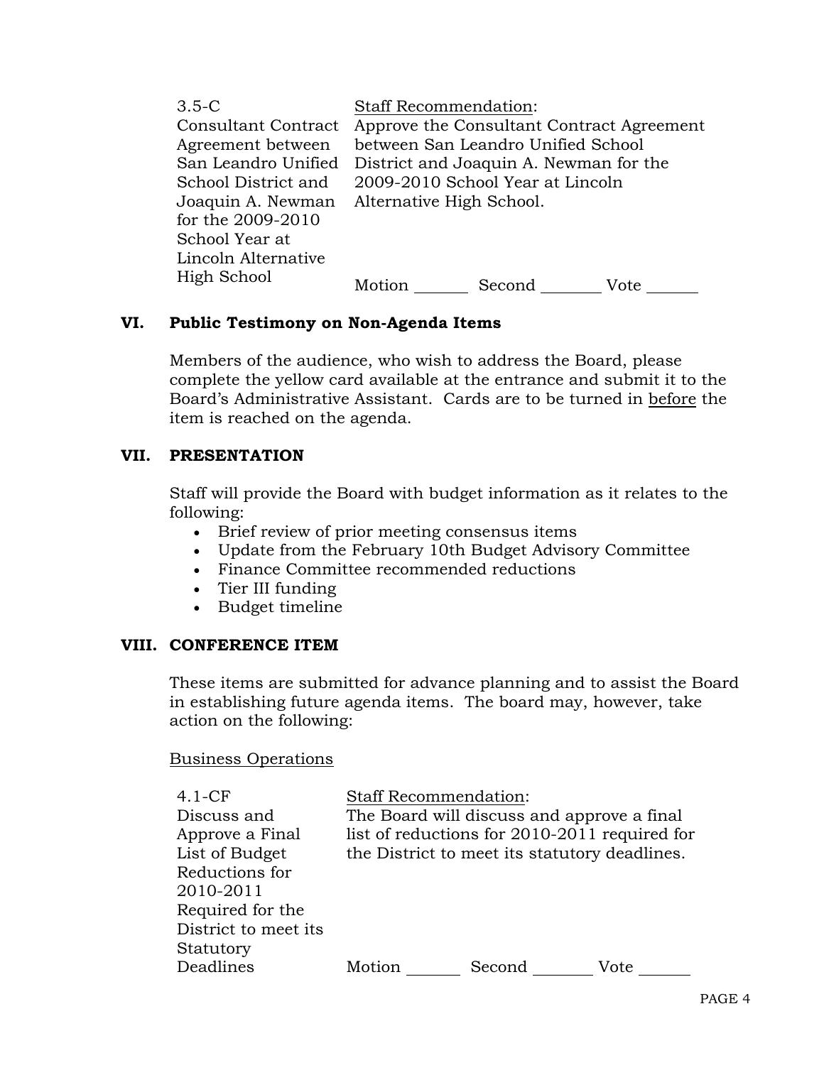| 3.5-C Consultant Contract Agreement between San Leandro Unified School District and Joaquin A. Newman for the 2009-2010 School Year at Lincoln Alternative High School | Staff Recommendation: Approve the Consultant Contract Agreement between San Leandro Unified School District and Joaquin A. Newman for the 2009-2010 School Year at Lincoln Alternative High School. Motion _______ Second _______ Vote _______ |
|---|---|

## VI. Public Testimony on Non-Agenda Items

Members of the audience, who wish to address the Board, please complete the yellow card available at the entrance and submit it to the Board's Administrative Assistant. Cards are to be turned in before the item is reached on the agenda.

## VII. PRESENTATION

Staff will provide the Board with budget information as it relates to the following:

- Brief review of prior meeting consensus items
- Update from the February 10th Budget Advisory Committee
- Finance Committee recommended reductions
- Tier III funding
- Budget timeline

## VIII. CONFERENCE ITEM

These items are submitted for advance planning and to assist the Board in establishing future agenda items. The board may, however, take action on the following:

Business Operations

| 4.1-CF Discuss and Approve a Final List of Budget Reductions for 2010-2011 Required for the District to meet its Statutory Deadlines | Staff Recommendation: The Board will discuss and approve a final list of reductions for 2010-2011 required for the District to meet its statutory deadlines. Motion _______ Second _______ Vote _______ |
|---|---|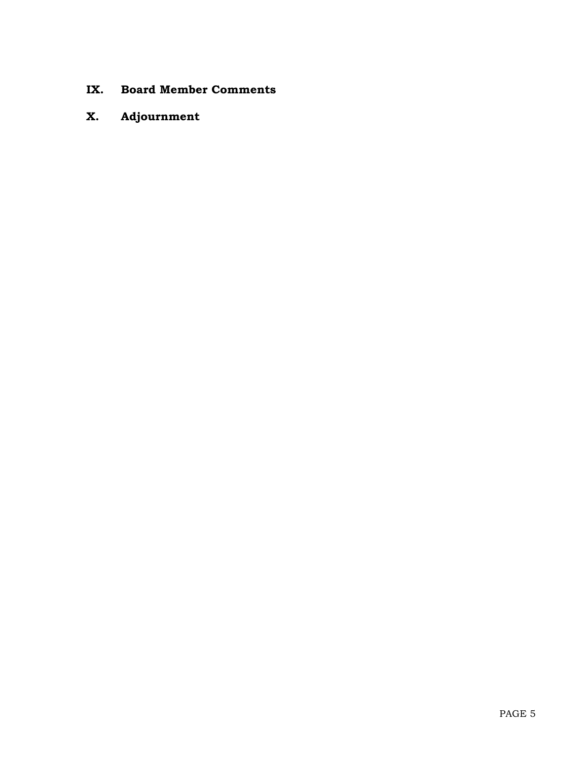## IX. Board Member Comments

## X. Adjournment